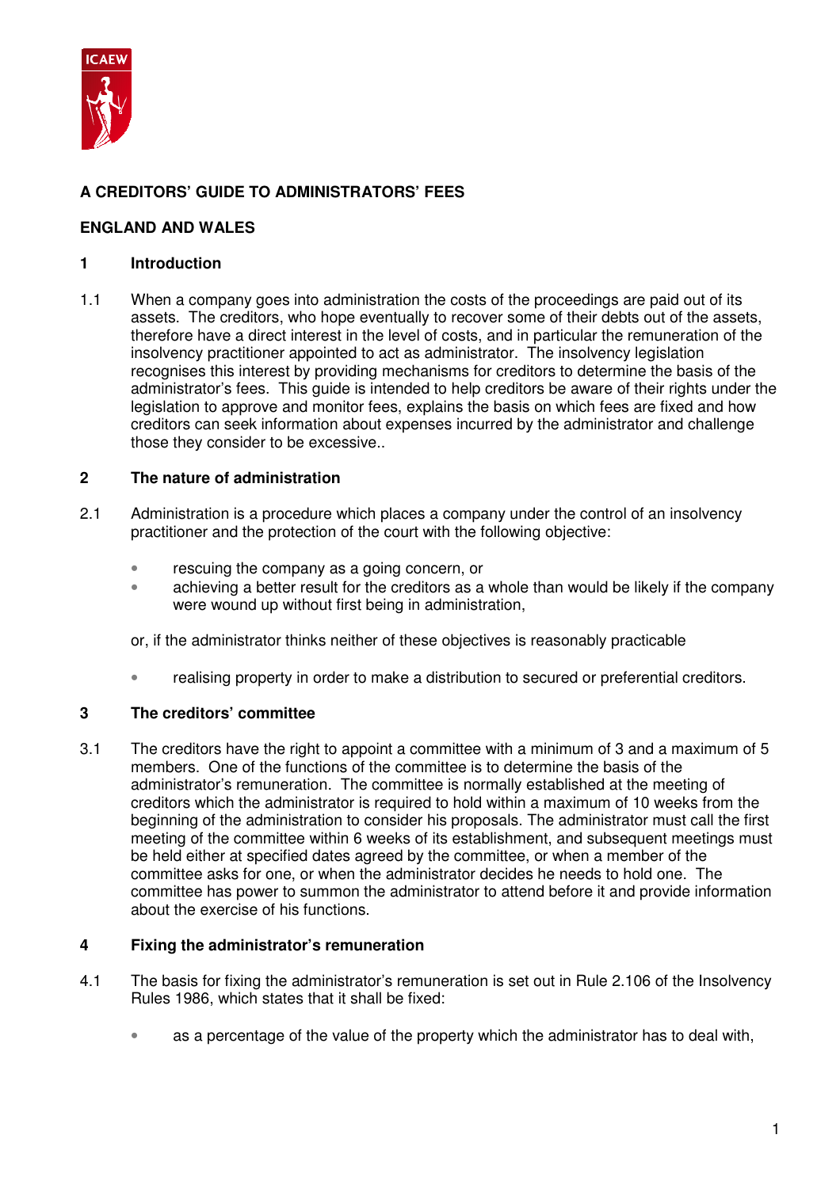# A CREDITORS' GUIDE TO ADMINISTRATORS' FEES

## ENGLAND AND WALES

## 1 Introduction

1.1 When a company goes into administration the costs of the proceedings are paid out of its assets. The creditors, who hope eventually to recover some of their debts out of the assets, therefore have a direct interest in the level of costs, and in particular the remuneration of the insolvency practitioner appointed to act as administrator. The insolvency legislation recognises this interest by providing mechanisms for creditors to determine the basis of the administrator's fees. This guide is intended to help creditors be aware of their rights under the legislation to approve and monitor fees, explains the basis on which fees are fixed and how creditors can seek information about expenses incurred by the administrator and challenge those they consider to be excessive..

## 2 The nature of administration

2.1 Administration is a procedure which places a company under the control of an insolvency practitioner and the protection of the court with the following objective:

- rescuing the company as a going concern, or
- achieving a better result for the creditors as a whole than would be likely if the company were wound up without first being in administration,

or, if the administrator thinks neither of these objectives is reasonably practicable

- realising property in order to make a distribution to secured or preferential creditors.

## 3 The creditors' committee

3.1 The creditors have the right to appoint a committee with a minimum of 3 and a maximum of 5 members. One of the functions of the committee is to determine the basis of the administrator's remuneration. The committee is normally established at the meeting of creditors which the administrator is required to hold within a maximum of 10 weeks from the beginning of the administration to consider his proposals. The administrator must call the first meeting of the committee within 6 weeks of its establishment, and subsequent meetings must be held either at specified dates agreed by the committee, or when a member of the committee asks for one, or when the administrator decides he needs to hold one. The committee has power to summon the administrator to attend before it and provide information about the exercise of his functions.

## 4 Fixing the administrator's remuneration

4.1 The basis for fixing the administrator's remuneration is set out in Rule 2.106 of the Insolvency Rules 1986, which states that it shall be fixed:

- as a percentage of the value of the property which the administrator has to deal with,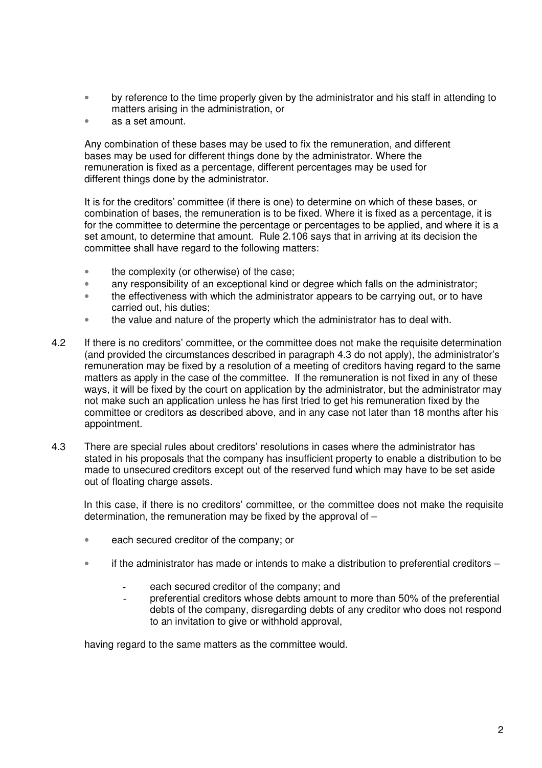- by reference to the time properly given by the administrator and his staff in attending to matters arising in the administration, or
- as a set amount.

Any combination of these bases may be used to fix the remuneration, and different bases may be used for different things done by the administrator. Where the remuneration is fixed as a percentage, different percentages may be used for different things done by the administrator.

It is for the creditors' committee (if there is one) to determine on which of these bases, or combination of bases, the remuneration is to be fixed. Where it is fixed as a percentage, it is for the committee to determine the percentage or percentages to be applied, and where it is a set amount, to determine that amount. Rule 2.106 says that in arriving at its decision the committee shall have regard to the following matters:

- the complexity (or otherwise) of the case;
- any responsibility of an exceptional kind or degree which falls on the administrator;
- the effectiveness with which the administrator appears to be carrying out, or to have carried out, his duties;
- the value and nature of the property which the administrator has to deal with.

4.2 If there is no creditors' committee, or the committee does not make the requisite determination (and provided the circumstances described in paragraph 4.3 do not apply), the administrator's remuneration may be fixed by a resolution of a meeting of creditors having regard to the same matters as apply in the case of the committee. If the remuneration is not fixed in any of these ways, it will be fixed by the court on application by the administrator, but the administrator may not make such an application unless he has first tried to get his remuneration fixed by the committee or creditors as described above, and in any case not later than 18 months after his appointment.

4.3 There are special rules about creditors' resolutions in cases where the administrator has stated in his proposals that the company has insufficient property to enable a distribution to be made to unsecured creditors except out of the reserved fund which may have to be set aside out of floating charge assets.

In this case, if there is no creditors' committee, or the committee does not make the requisite determination, the remuneration may be fixed by the approval of –

- each secured creditor of the company; or
- if the administrator has made or intends to make a distribution to preferential creditors –
  - each secured creditor of the company; and
  - preferential creditors whose debts amount to more than 50% of the preferential debts of the company, disregarding debts of any creditor who does not respond to an invitation to give or withhold approval,

having regard to the same matters as the committee would.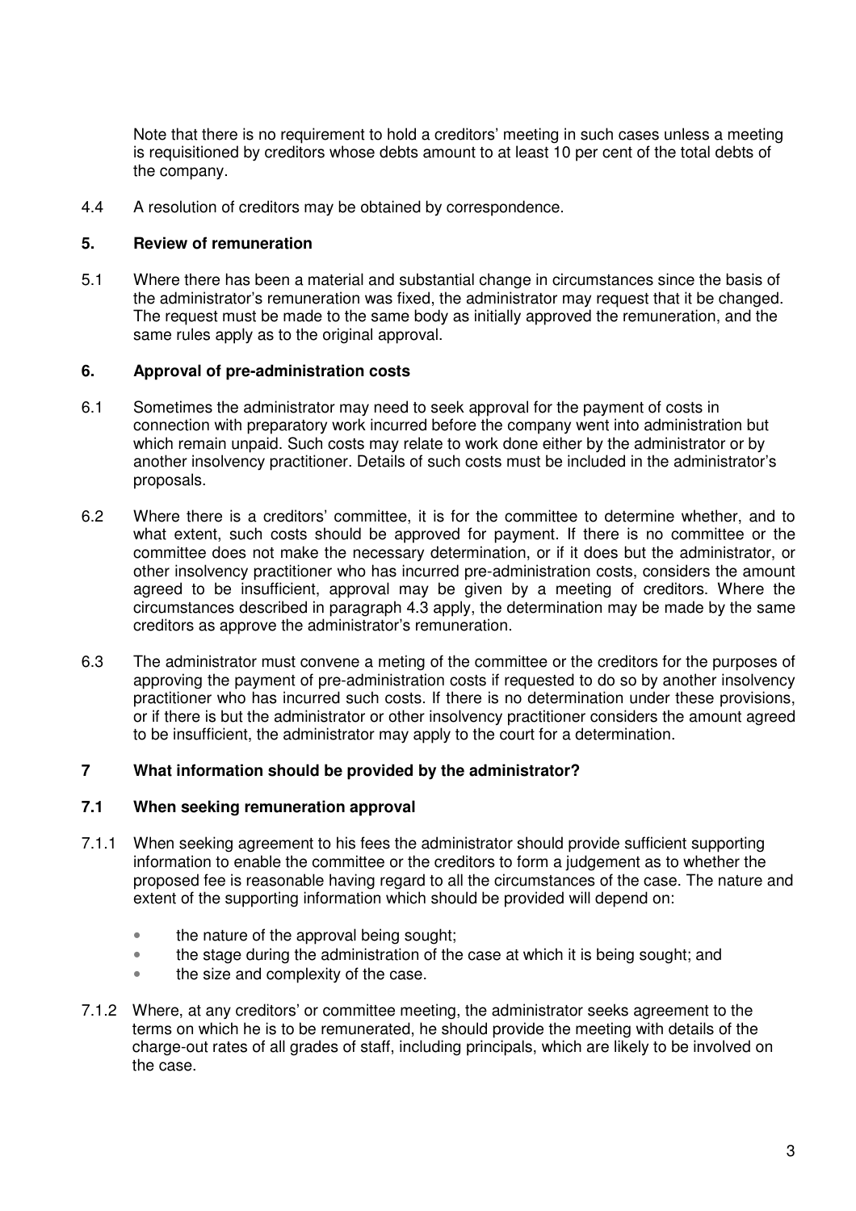Note that there is no requirement to hold a creditors' meeting in such cases unless a meeting is requisitioned by creditors whose debts amount to at least 10 per cent of the total debts of the company.

4.4 A resolution of creditors may be obtained by correspondence.

## 5. Review of remuneration

5.1 Where there has been a material and substantial change in circumstances since the basis of the administrator's remuneration was fixed, the administrator may request that it be changed. The request must be made to the same body as initially approved the remuneration, and the same rules apply as to the original approval.

## 6. Approval of pre-administration costs

6.1 Sometimes the administrator may need to seek approval for the payment of costs in connection with preparatory work incurred before the company went into administration but which remain unpaid. Such costs may relate to work done either by the administrator or by another insolvency practitioner. Details of such costs must be included in the administrator's proposals.

6.2 Where there is a creditors' committee, it is for the committee to determine whether, and to what extent, such costs should be approved for payment. If there is no committee or the committee does not make the necessary determination, or if it does but the administrator, or other insolvency practitioner who has incurred pre-administration costs, considers the amount agreed to be insufficient, approval may be given by a meeting of creditors. Where the circumstances described in paragraph 4.3 apply, the determination may be made by the same creditors as approve the administrator's remuneration.

6.3 The administrator must convene a meting of the committee or the creditors for the purposes of approving the payment of pre-administration costs if requested to do so by another insolvency practitioner who has incurred such costs. If there is no determination under these provisions, or if there is but the administrator or other insolvency practitioner considers the amount agreed to be insufficient, the administrator may apply to the court for a determination.

## 7 What information should be provided by the administrator?

### 7.1 When seeking remuneration approval

7.1.1 When seeking agreement to his fees the administrator should provide sufficient supporting information to enable the committee or the creditors to form a judgement as to whether the proposed fee is reasonable having regard to all the circumstances of the case. The nature and extent of the supporting information which should be provided will depend on:

- the nature of the approval being sought;
- the stage during the administration of the case at which it is being sought; and
- the size and complexity of the case.

7.1.2 Where, at any creditors' or committee meeting, the administrator seeks agreement to the terms on which he is to be remunerated, he should provide the meeting with details of the charge-out rates of all grades of staff, including principals, which are likely to be involved on the case.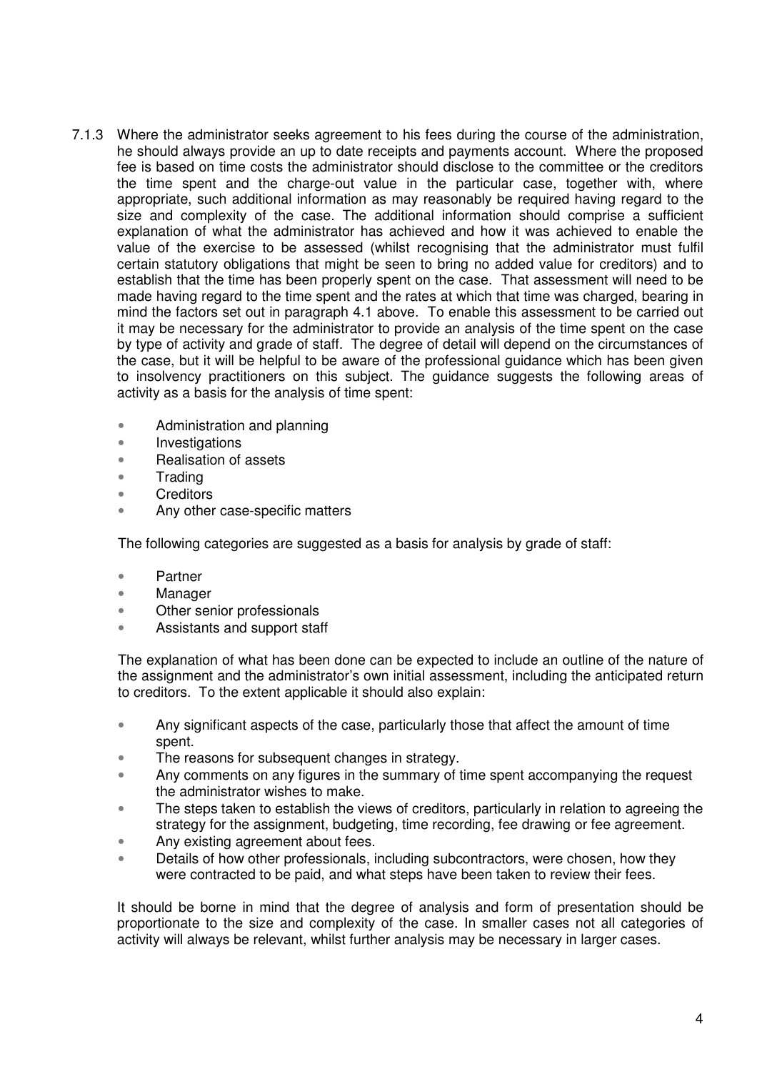7.1.3 Where the administrator seeks agreement to his fees during the course of the administration, he should always provide an up to date receipts and payments account. Where the proposed fee is based on time costs the administrator should disclose to the committee or the creditors the time spent and the charge-out value in the particular case, together with, where appropriate, such additional information as may reasonably be required having regard to the size and complexity of the case. The additional information should comprise a sufficient explanation of what the administrator has achieved and how it was achieved to enable the value of the exercise to be assessed (whilst recognising that the administrator must fulfil certain statutory obligations that might be seen to bring no added value for creditors) and to establish that the time has been properly spent on the case. That assessment will need to be made having regard to the time spent and the rates at which that time was charged, bearing in mind the factors set out in paragraph 4.1 above. To enable this assessment to be carried out it may be necessary for the administrator to provide an analysis of the time spent on the case by type of activity and grade of staff. The degree of detail will depend on the circumstances of the case, but it will be helpful to be aware of the professional guidance which has been given to insolvency practitioners on this subject. The guidance suggests the following areas of activity as a basis for the analysis of time spent:

- Administration and planning
- Investigations
- Realisation of assets
- Trading
- Creditors
- Any other case-specific matters

The following categories are suggested as a basis for analysis by grade of staff:

- Partner
- Manager
- Other senior professionals
- Assistants and support staff

The explanation of what has been done can be expected to include an outline of the nature of the assignment and the administrator's own initial assessment, including the anticipated return to creditors. To the extent applicable it should also explain:

- Any significant aspects of the case, particularly those that affect the amount of time spent.
- The reasons for subsequent changes in strategy.
- Any comments on any figures in the summary of time spent accompanying the request the administrator wishes to make.
- The steps taken to establish the views of creditors, particularly in relation to agreeing the strategy for the assignment, budgeting, time recording, fee drawing or fee agreement.
- Any existing agreement about fees.
- Details of how other professionals, including subcontractors, were chosen, how they were contracted to be paid, and what steps have been taken to review their fees.

It should be borne in mind that the degree of analysis and form of presentation should be proportionate to the size and complexity of the case. In smaller cases not all categories of activity will always be relevant, whilst further analysis may be necessary in larger cases.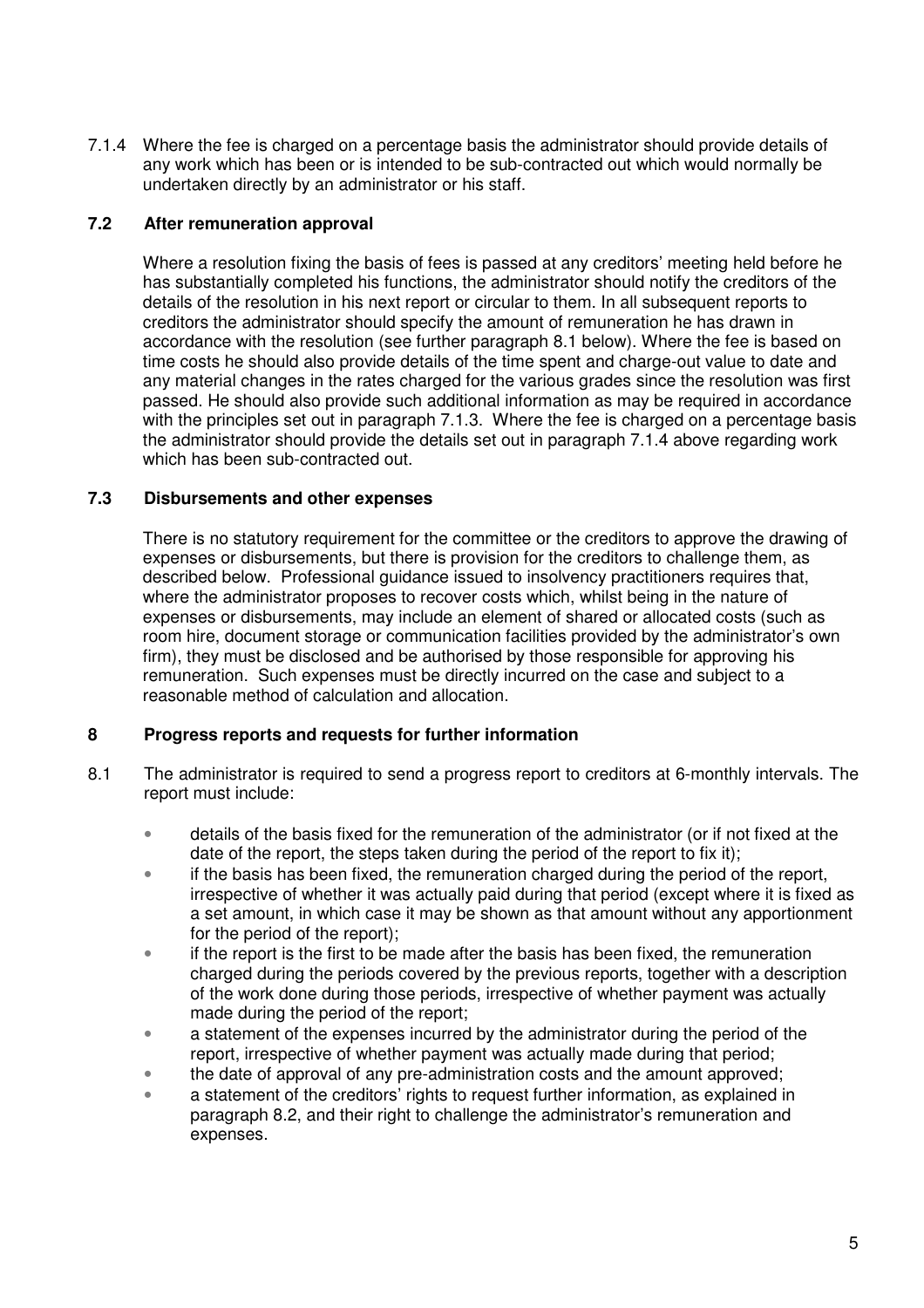7.1.4 Where the fee is charged on a percentage basis the administrator should provide details of any work which has been or is intended to be sub-contracted out which would normally be undertaken directly by an administrator or his staff.

### 7.2 After remuneration approval

Where a resolution fixing the basis of fees is passed at any creditors' meeting held before he has substantially completed his functions, the administrator should notify the creditors of the details of the resolution in his next report or circular to them. In all subsequent reports to creditors the administrator should specify the amount of remuneration he has drawn in accordance with the resolution (see further paragraph 8.1 below). Where the fee is based on time costs he should also provide details of the time spent and charge-out value to date and any material changes in the rates charged for the various grades since the resolution was first passed. He should also provide such additional information as may be required in accordance with the principles set out in paragraph 7.1.3. Where the fee is charged on a percentage basis the administrator should provide the details set out in paragraph 7.1.4 above regarding work which has been sub-contracted out.

### 7.3 Disbursements and other expenses

There is no statutory requirement for the committee or the creditors to approve the drawing of expenses or disbursements, but there is provision for the creditors to challenge them, as described below. Professional guidance issued to insolvency practitioners requires that, where the administrator proposes to recover costs which, whilst being in the nature of expenses or disbursements, may include an element of shared or allocated costs (such as room hire, document storage or communication facilities provided by the administrator's own firm), they must be disclosed and be authorised by those responsible for approving his remuneration. Such expenses must be directly incurred on the case and subject to a reasonable method of calculation and allocation.

## 8 Progress reports and requests for further information

8.1 The administrator is required to send a progress report to creditors at 6-monthly intervals. The report must include:

- details of the basis fixed for the remuneration of the administrator (or if not fixed at the date of the report, the steps taken during the period of the report to fix it);
- if the basis has been fixed, the remuneration charged during the period of the report, irrespective of whether it was actually paid during that period (except where it is fixed as a set amount, in which case it may be shown as that amount without any apportionment for the period of the report);
- if the report is the first to be made after the basis has been fixed, the remuneration charged during the periods covered by the previous reports, together with a description of the work done during those periods, irrespective of whether payment was actually made during the period of the report;
- a statement of the expenses incurred by the administrator during the period of the report, irrespective of whether payment was actually made during that period;
- the date of approval of any pre-administration costs and the amount approved;
- a statement of the creditors' rights to request further information, as explained in paragraph 8.2, and their right to challenge the administrator's remuneration and expenses.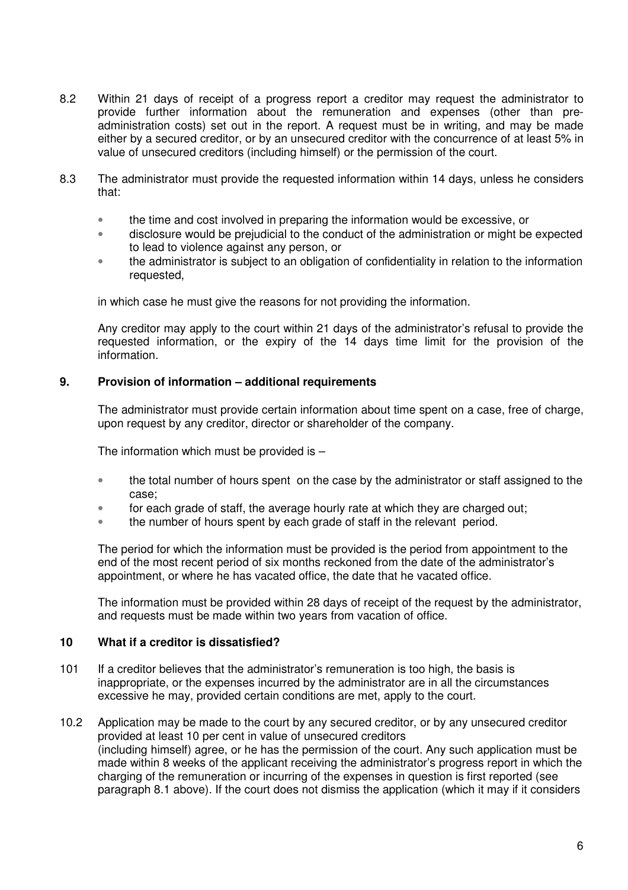8.2 Within 21 days of receipt of a progress report a creditor may request the administrator to provide further information about the remuneration and expenses (other than pre-administration costs) set out in the report. A request must be in writing, and may be made either by a secured creditor, or by an unsecured creditor with the concurrence of at least 5% in value of unsecured creditors (including himself) or the permission of the court.

8.3 The administrator must provide the requested information within 14 days, unless he considers that:

- the time and cost involved in preparing the information would be excessive, or
- disclosure would be prejudicial to the conduct of the administration or might be expected to lead to violence against any person, or
- the administrator is subject to an obligation of confidentiality in relation to the information requested,

in which case he must give the reasons for not providing the information.

Any creditor may apply to the court within 21 days of the administrator's refusal to provide the requested information, or the expiry of the 14 days time limit for the provision of the information.

## 9. Provision of information – additional requirements

The administrator must provide certain information about time spent on a case, free of charge, upon request by any creditor, director or shareholder of the company.

The information which must be provided is –

- the total number of hours spent on the case by the administrator or staff assigned to the case;
- for each grade of staff, the average hourly rate at which they are charged out;
- the number of hours spent by each grade of staff in the relevant period.

The period for which the information must be provided is the period from appointment to the end of the most recent period of six months reckoned from the date of the administrator's appointment, or where he has vacated office, the date that he vacated office.

The information must be provided within 28 days of receipt of the request by the administrator, and requests must be made within two years from vacation of office.

## 10 What if a creditor is dissatisfied?

101 If a creditor believes that the administrator's remuneration is too high, the basis is inappropriate, or the expenses incurred by the administrator are in all the circumstances excessive he may, provided certain conditions are met, apply to the court.

10.2 Application may be made to the court by any secured creditor, or by any unsecured creditor provided at least 10 per cent in value of unsecured creditors (including himself) agree, or he has the permission of the court. Any such application must be made within 8 weeks of the applicant receiving the administrator's progress report in which the charging of the remuneration or incurring of the expenses in question is first reported (see paragraph 8.1 above). If the court does not dismiss the application (which it may if it considers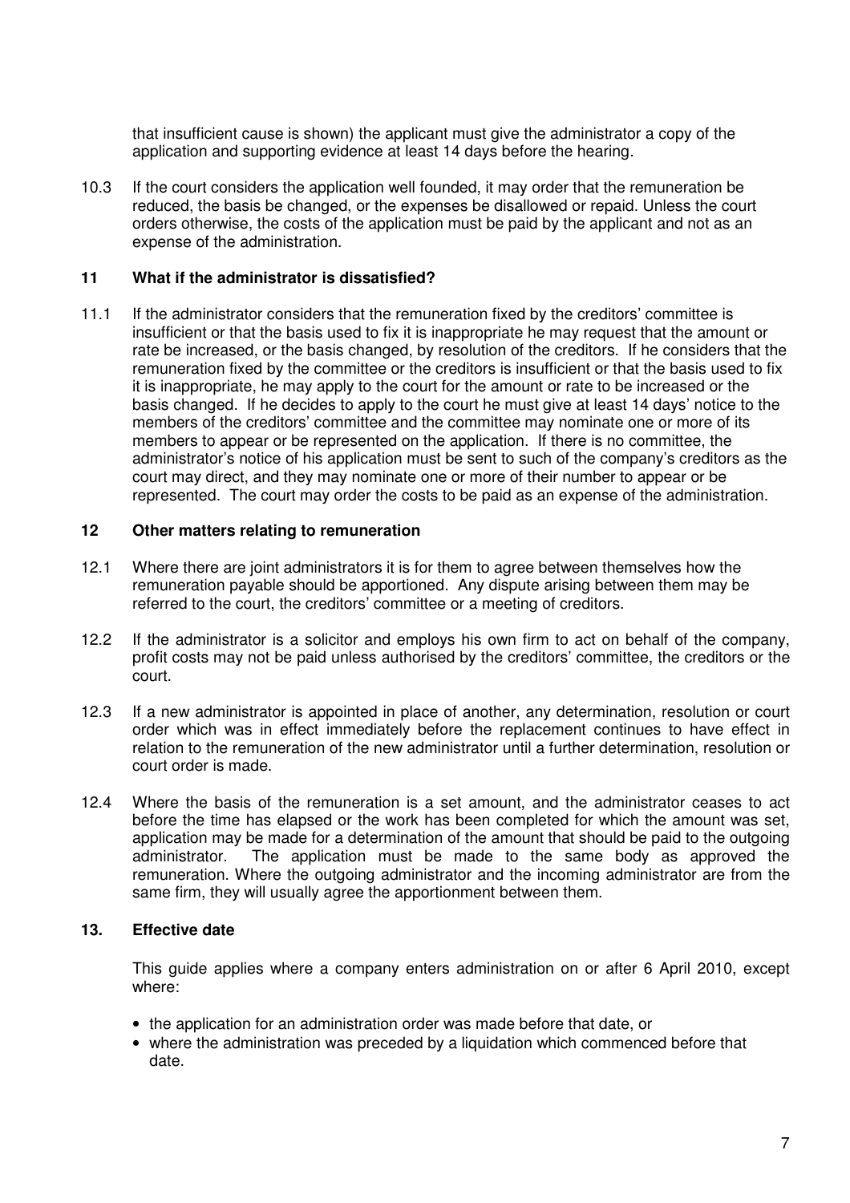that insufficient cause is shown) the applicant must give the administrator a copy of the application and supporting evidence at least 14 days before the hearing.

10.3 If the court considers the application well founded, it may order that the remuneration be reduced, the basis be changed, or the expenses be disallowed or repaid. Unless the court orders otherwise, the costs of the application must be paid by the applicant and not as an expense of the administration.

## 11 What if the administrator is dissatisfied?

11.1 If the administrator considers that the remuneration fixed by the creditors' committee is insufficient or that the basis used to fix it is inappropriate he may request that the amount or rate be increased, or the basis changed, by resolution of the creditors. If he considers that the remuneration fixed by the committee or the creditors is insufficient or that the basis used to fix it is inappropriate, he may apply to the court for the amount or rate to be increased or the basis changed. If he decides to apply to the court he must give at least 14 days' notice to the members of the creditors' committee and the committee may nominate one or more of its members to appear or be represented on the application. If there is no committee, the administrator's notice of his application must be sent to such of the company's creditors as the court may direct, and they may nominate one or more of their number to appear or be represented. The court may order the costs to be paid as an expense of the administration.

## 12 Other matters relating to remuneration

12.1 Where there are joint administrators it is for them to agree between themselves how the remuneration payable should be apportioned. Any dispute arising between them may be referred to the court, the creditors' committee or a meeting of creditors.

12.2 If the administrator is a solicitor and employs his own firm to act on behalf of the company, profit costs may not be paid unless authorised by the creditors' committee, the creditors or the court.

12.3 If a new administrator is appointed in place of another, any determination, resolution or court order which was in effect immediately before the replacement continues to have effect in relation to the remuneration of the new administrator until a further determination, resolution or court order is made.

12.4 Where the basis of the remuneration is a set amount, and the administrator ceases to act before the time has elapsed or the work has been completed for which the amount was set, application may be made for a determination of the amount that should be paid to the outgoing administrator. The application must be made to the same body as approved the remuneration. Where the outgoing administrator and the incoming administrator are from the same firm, they will usually agree the apportionment between them.

## 13. Effective date

This guide applies where a company enters administration on or after 6 April 2010, except where:

- the application for an administration order was made before that date, or
- where the administration was preceded by a liquidation which commenced before that date.